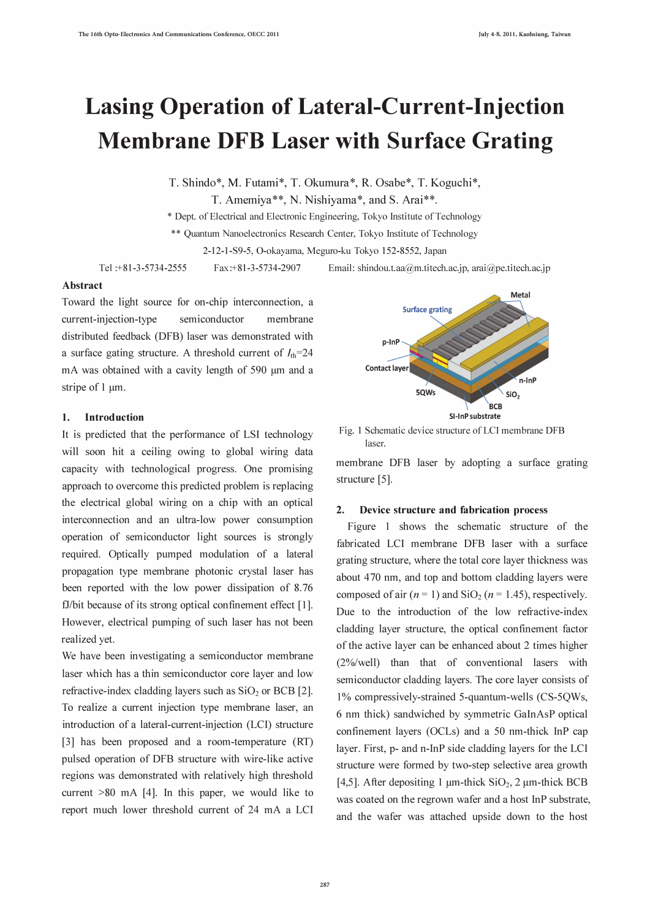# Lasing Operation of Lateral-Current-Injection Membrane DFB Laser with Surface Grating

T. Shindo*, M. Futami*, T. Okumura*, R. Osabe*, T. Koguchi*, T. Amemiya**, N. Nishiyama*, and S. Arai**.

\* Dept. of Electrical and Electronic Engineering, Tokyo Institute of Technology

\*\* Quantum Nanoelectronics Research Center, Tokyo Institute of Technology

2-12-1-S9-5, O-okayama, Meguro-ku Tokyo 152-8552, Japan

Tel :+81-3-5734-2555 Fax:+81-3-5734-2907 Email: shindou.t.aa@m.titech.ac.jp, arai@pe.titech.ac.jp

## Abstract

Toward the light source for on-chip interconnection, a current-injection-type semiconductor membrane distributed feedback (DFB) laser was demonstrated with a surface gating structure. A threshold current of $I_{th}$=24 mA was obtained with a cavity length of 590 μm and a stripe of 1 μm.

## 1. Introduction

It is predicted that the performance of LSI technology will soon hit a ceiling owing to global wiring data capacity with technological progress. One promising approach to overcome this predicted problem is replacing the electrical global wiring on a chip with an optical interconnection and an ultra-low power consumption operation of semiconductor light sources is strongly required. Optically pumped modulation of a lateral propagation type membrane photonic crystal laser has been reported with the low power dissipation of 8.76 fJ/bit because of its strong optical confinement effect [1]. However, electrical pumping of such laser has not been realized yet.

We have been investigating a semiconductor membrane laser which has a thin semiconductor core layer and low refractive-index cladding layers such as $SiO_2$ or BCB [2]. To realize a current injection type membrane laser, an introduction of a lateral-current-injection (LCI) structure [3] has been proposed and a room-temperature (RT) pulsed operation of DFB structure with wire-like active regions was demonstrated with relatively high threshold current >80 mA [4]. In this paper, we would like to report much lower threshold current of 24 mA a LCI membrane DFB laser by adopting a surface grating structure [5].

Fig. 1 Schematic device structure of LCI membrane DFB laser.

## 2. Device structure and fabrication process

Figure 1 shows the schematic structure of the fabricated LCI membrane DFB laser with a surface grating structure, where the total core layer thickness was about 470 nm, and top and bottom cladding layers were composed of air ($n$ = 1) and $SiO_2$ ($n$ = 1.45), respectively. Due to the introduction of the low refractive-index cladding layer structure, the optical confinement factor of the active layer can be enhanced about 2 times higher (2%/well) than that of conventional lasers with semiconductor cladding layers. The core layer consists of 1% compressively-strained 5-quantum-wells (CS-5QWs, 6 nm thick) sandwiched by symmetric GaInAsP optical confinement layers (OCLs) and a 50 nm-thick InP cap layer. First, p- and n-InP side cladding layers for the LCI structure were formed by two-step selective area growth [4,5]. After depositing 1 μm-thick $SiO_2$, 2 μm-thick BCB was coated on the regrown wafer and a host InP substrate, and the wafer was attached upside down to the host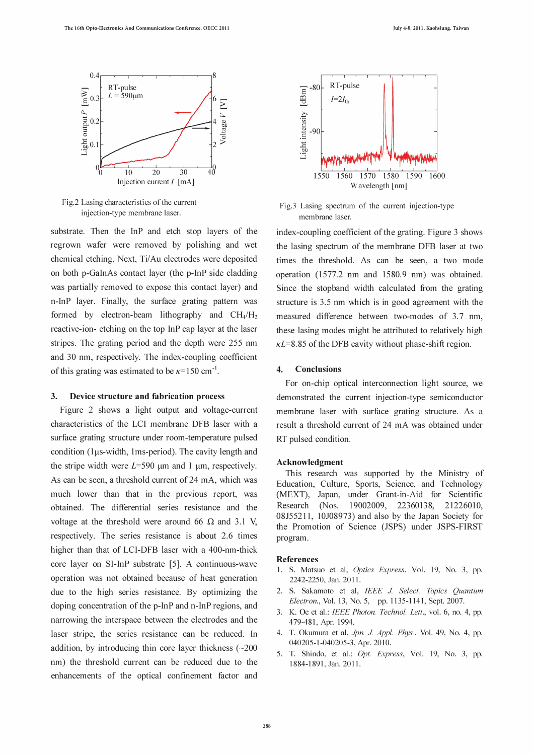0.4
0.3
0.2
0.1
0
RT-pulse
$L$ = 590μm
Light output $P$ [mW]
Voltage $V$ [V]
8
6
4
2
0
0 10 20 30 40
Injection current $I$ [mA]

Fig.2 Lasing characteristics of the current injection-type membrane laser.

-80
-90
RT-pulse
$I$=2$I_{th}$
Light intensity [dBm]
1550 1560 1570 1580 1590 1600
Wavelength [nm]

Fig.3 Lasing spectrum of the current injection-type membrane laser.

substrate. Then the InP and etch stop layers of the regrown wafer were removed by polishing and wet chemical etching. Next, Ti/Au electrodes were deposited on both p-GaInAs contact layer (the p-InP side cladding was partially removed to expose this contact layer) and n-InP layer. Finally, the surface grating pattern was formed by electron-beam lithography and $CH_4/H_2$ reactive-ion- etching on the top InP cap layer at the laser stripes. The grating period and the depth were 255 nm and 30 nm, respectively. The index-coupling coefficient of this grating was estimated to be $\kappa$=150 cm$^{-1}$.

## 3. Device structure and fabrication process

Figure 2 shows a light output and voltage-current characteristics of the LCI membrane DFB laser with a surface grating structure under room-temperature pulsed condition (1μs-width, 1ms-period). The cavity length and the stripe width were $L$=590 μm and 1 μm, respectively. As can be seen, a threshold current of 24 mA, which was much lower than that in the previous report, was obtained. The differential series resistance and the voltage at the threshold were around 66 Ω and 3.1 V, respectively. The series resistance is about 2.6 times higher than that of LCI-DFB laser with a 400-nm-thick core layer on SI-InP substrate [5]. A continuous-wave operation was not obtained because of heat generation due to the high series resistance. By optimizing the doping concentration of the p-InP and n-InP regions, and narrowing the interspace between the electrodes and the laser stripe, the series resistance can be reduced. In addition, by introducing thin core layer thickness (~200 nm) the threshold current can be reduced due to the enhancements of the optical confinement factor and index-coupling coefficient of the grating. Figure 3 shows the lasing spectrum of the membrane DFB laser at two times the threshold. As can be seen, a two mode operation (1577.2 nm and 1580.9 nm) was obtained. Since the stopband width calculated from the grating structure is 3.5 nm which is in good agreement with the measured difference between two-modes of 3.7 nm, these lasing modes might be attributed to relatively high $\kappa L$=8.85 of the DFB cavity without phase-shift region.

## 4. Conclusions

For on-chip optical interconnection light source, we demonstrated the current injection-type semiconductor membrane laser with surface grating structure. As a result a threshold current of 24 mA was obtained under RT pulsed condition.

## Acknowledgment

This research was supported by the Ministry of Education, Culture, Sports, Science, and Technology (MEXT), Japan, under Grant-in-Aid for Scientific Research (Nos. 19002009, 22360138, 21226010, 08J55211, 10J08973) and also by the Japan Society for the Promotion of Science (JSPS) under JSPS-FIRST program.

## References

1. S. Matsuo et al, *Optics Express*, Vol. 19, No. 3, pp. 2242-2250, Jan. 2011.
2. S. Sakamoto et al, *IEEE J. Select. Topics Quantum Electron.*, Vol. 13, No. 5, pp. 1135-1141, Sept. 2007.
3. K. Oe et al.: *IEEE Photon. Technol. Lett.*, vol. 6, no. 4, pp. 479-481, Apr. 1994.
4. T. Okumura et al, *Jpn. J. Appl. Phys.*, Vol. 49, No. 4, pp. 040205-1-040205-3, Apr. 2010.
5. T. Shindo, et al.: *Opt. Express*, Vol. 19, No. 3, pp. 1884-1891, Jan. 2011.